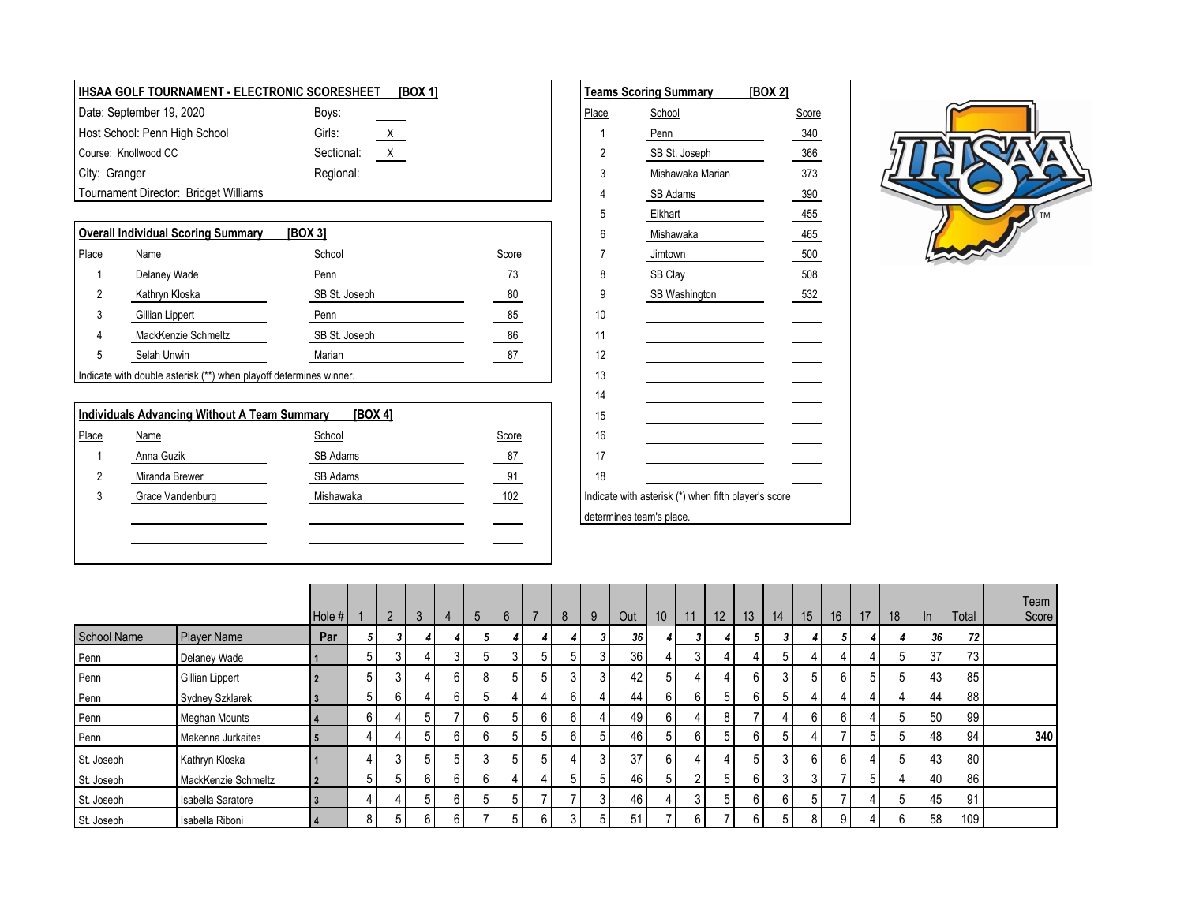## IHSAA GOLF TOURNAMENT - ELECTRONIC SCORESHEET [BOX 1]

| | | |
|---|---|---|
| Date: September 19, 2020 | Boys: | |
| Host School: Penn High School | Girls: | X |
| Course: Knollwood CC | Sectional: | X |
| City: Granger | Regional: | |
| Tournament Director: Bridget Williams | | |

## Overall Individual Scoring Summary [BOX 3]

| Place | Name | School | Score |
|---|---|---|---|
| 1 | Delaney Wade | Penn | 73 |
| 2 | Kathryn Kloska | SB St. Joseph | 80 |
| 3 | Gillian Lippert | Penn | 85 |
| 4 | MackKenzie Schmeltz | SB St. Joseph | 86 |
| 5 | Selah Unwin | Marian | 87 |

Indicate with double asterisk (**) when playoff determines winner.

## Individuals Advancing Without A Team Summary [BOX 4]

| Place | Name | School | Score |
|---|---|---|---|
| 1 | Anna Guzik | SB Adams | 87 |
| 2 | Miranda Brewer | SB Adams | 91 |
| 3 | Grace Vandenburg | Mishawaka | 102 |

## Teams Scoring Summary [BOX 2]

| Place | School | Score |
|---|---|---|
| 1 | Penn | 340 |
| 2 | SB St. Joseph | 366 |
| 3 | Mishawaka Marian | 373 |
| 4 | SB Adams | 390 |
| 5 | Elkhart | 455 |
| 6 | Mishawaka | 465 |
| 7 | Jimtown | 500 |
| 8 | SB Clay | 508 |
| 9 | SB Washington | 532 |
| 10 | | |
| 11 | | |
| 12 | | |
| 13 | | |
| 14 | | |
| 15 | | |
| 16 | | |
| 17 | | |
| 18 | | |

Indicate with asterisk (*) when fifth player's score determines team's place.

| School Name | Player Name | Hole # | 1 | 2 | 3 | 4 | 5 | 6 | 7 | 8 | 9 | Out | 10 | 11 | 12 | 13 | 14 | 15 | 16 | 17 | 18 | In | Total | Team Score |
|---|---|---|---|---|---|---|---|---|---|---|---|---|---|---|---|---|---|---|---|---|---|---|---|---|
| | | Par | 5 | 3 | 4 | 4 | 5 | 4 | 4 | 4 | 3 | 36 | 4 | 3 | 4 | 5 | 3 | 4 | 5 | 4 | 4 | 36 | 72 | |
| Penn | Delaney Wade | 1 | 5 | 3 | 4 | 3 | 5 | 3 | 5 | 5 | 3 | 36 | 4 | 3 | 4 | 4 | 5 | 4 | 4 | 4 | 5 | 37 | 73 | |
| Penn | Gillian Lippert | 2 | 5 | 3 | 4 | 6 | 8 | 5 | 5 | 3 | 3 | 42 | 5 | 4 | 4 | 6 | 3 | 5 | 6 | 5 | 5 | 43 | 85 | |
| Penn | Sydney Szklarek | 3 | 5 | 6 | 4 | 6 | 5 | 4 | 4 | 6 | 4 | 44 | 6 | 6 | 5 | 6 | 5 | 4 | 4 | 4 | 4 | 44 | 88 | |
| Penn | Meghan Mounts | 4 | 6 | 4 | 5 | 7 | 6 | 5 | 6 | 6 | 4 | 49 | 6 | 4 | 8 | 7 | 4 | 6 | 6 | 4 | 5 | 50 | 99 | |
| Penn | Makenna Jurkaites | 5 | 4 | 4 | 5 | 6 | 6 | 5 | 5 | 6 | 5 | 46 | 5 | 6 | 5 | 6 | 5 | 4 | 7 | 5 | 5 | 48 | 94 | 340 |
| St. Joseph | Kathryn Kloska | 1 | 4 | 3 | 5 | 5 | 3 | 5 | 5 | 4 | 3 | 37 | 6 | 4 | 4 | 5 | 3 | 6 | 6 | 4 | 5 | 43 | 80 | |
| St. Joseph | MackKenzie Schmeltz | 2 | 5 | 5 | 6 | 6 | 6 | 4 | 4 | 5 | 5 | 46 | 5 | 2 | 5 | 6 | 3 | 3 | 7 | 5 | 4 | 40 | 86 | |
| St. Joseph | Isabella Saratore | 3 | 4 | 4 | 5 | 6 | 5 | 5 | 7 | 7 | 3 | 46 | 4 | 3 | 5 | 6 | 6 | 5 | 7 | 4 | 5 | 45 | 91 | |
| St. Joseph | Isabella Riboni | 4 | 8 | 5 | 6 | 6 | 7 | 5 | 6 | 3 | 5 | 51 | 7 | 6 | 7 | 6 | 5 | 8 | 9 | 4 | 6 | 58 | 109 | |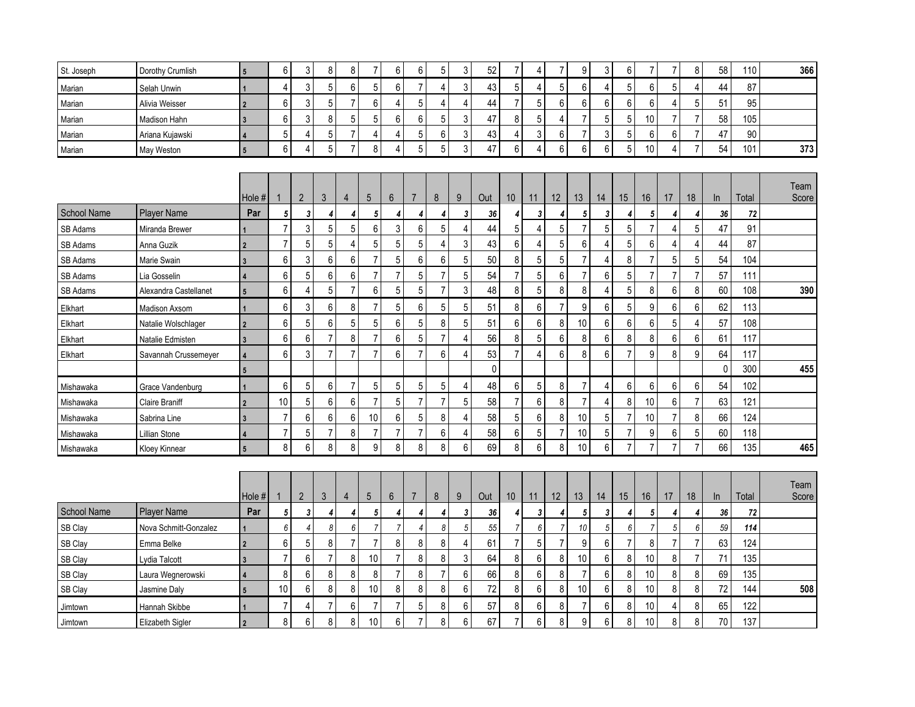| St. Joseph | Dorothy Crumlish | 5 | 6 | 3 | 8 | 8 | 7 | 6 | 6 | 5 | 3 | 52 | 7 | 4 | 7 | 9 | 3 | 6 | 7 | 7 | 8 | 58 | 110 | 366 |
|---|---|---|---|---|---|---|---|---|---|---|---|---|---|---|---|---|---|---|---|---|---|---|---|---|
| Marian | Selah Unwin | 1 | 4 | 3 | 5 | 6 | 5 | 6 | 7 | 4 | 3 | 43 | 5 | 4 | 5 | 6 | 4 | 5 | 6 | 5 | 4 | 44 | 87 | |
| Marian | Alivia Weisser | 2 | 6 | 3 | 5 | 7 | 6 | 4 | 5 | 4 | 4 | 44 | 7 | 5 | 6 | 6 | 6 | 6 | 6 | 4 | 5 | 51 | 95 | |
| Marian | Madison Hahn | 3 | 6 | 3 | 8 | 5 | 5 | 6 | 6 | 5 | 3 | 47 | 8 | 5 | 4 | 7 | 5 | 5 | 10 | 7 | 7 | 58 | 105 | |
| Marian | Ariana Kujawski | 4 | 5 | 4 | 5 | 7 | 4 | 4 | 5 | 6 | 3 | 43 | 4 | 3 | 6 | 7 | 3 | 5 | 6 | 6 | 7 | 47 | 90 | |
| Marian | May Weston | 5 | 6 | 4 | 5 | 7 | 8 | 4 | 5 | 5 | 3 | 47 | 6 | 4 | 6 | 6 | 6 | 5 | 10 | 4 | 7 | 54 | 101 | 373 |

| | | Hole # | 1 | 2 | 3 | 4 | 5 | 6 | 7 | 8 | 9 | Out | 10 | 11 | 12 | 13 | 14 | 15 | 16 | 17 | 18 | In | Total | Team Score |
|---|---|---|---|---|---|---|---|---|---|---|---|---|---|---|---|---|---|---|---|---|---|---|---|---|
| School Name | Player Name | Par | 5 | 3 | 4 | 4 | 5 | 4 | 4 | 4 | 3 | 36 | 4 | 3 | 4 | 5 | 3 | 4 | 5 | 4 | 4 | 36 | 72 | |
| SB Adams | Miranda Brewer | 1 | 7 | 3 | 5 | 5 | 6 | 3 | 6 | 5 | 4 | 44 | 5 | 4 | 5 | 7 | 5 | 5 | 7 | 4 | 5 | 47 | 91 | |
| SB Adams | Anna Guzik | 2 | 7 | 5 | 5 | 4 | 5 | 5 | 5 | 4 | 3 | 43 | 6 | 4 | 5 | 6 | 4 | 5 | 6 | 4 | 4 | 44 | 87 | |
| SB Adams | Marie Swain | 3 | 6 | 3 | 6 | 6 | 7 | 5 | 6 | 6 | 5 | 50 | 8 | 5 | 5 | 7 | 4 | 8 | 7 | 5 | 5 | 54 | 104 | |
| SB Adams | Lia Gosselin | 4 | 6 | 5 | 6 | 6 | 7 | 7 | 5 | 7 | 5 | 54 | 7 | 5 | 6 | 7 | 6 | 5 | 7 | 7 | 7 | 57 | 111 | |
| SB Adams | Alexandra Castellanet | 5 | 6 | 4 | 5 | 7 | 6 | 5 | 5 | 7 | 3 | 48 | 8 | 5 | 8 | 8 | 4 | 5 | 8 | 6 | 8 | 60 | 108 | 390 |
| Elkhart | Madison Axsom | 1 | 6 | 3 | 6 | 8 | 7 | 5 | 6 | 5 | 5 | 51 | 8 | 6 | 7 | 9 | 6 | 5 | 9 | 6 | 6 | 62 | 113 | |
| Elkhart | Natalie Wolschlager | 2 | 6 | 5 | 6 | 5 | 5 | 6 | 5 | 8 | 5 | 51 | 6 | 6 | 8 | 10 | 6 | 6 | 6 | 5 | 4 | 57 | 108 | |
| Elkhart | Natalie Edmisten | 3 | 6 | 6 | 7 | 8 | 7 | 6 | 5 | 7 | 4 | 56 | 8 | 5 | 6 | 8 | 6 | 8 | 8 | 6 | 6 | 61 | 117 | |
| Elkhart | Savannah Crussemeyer | 4 | 6 | 3 | 7 | 7 | 7 | 6 | 7 | 6 | 4 | 53 | 7 | 4 | 6 | 8 | 6 | 7 | 9 | 8 | 9 | 64 | 117 | |
| | | 5 | | | | | | | | | | 0 | | | | | | | | | | 0 | 300 | 455 |
| Mishawaka | Grace Vandenburg | 1 | 6 | 5 | 6 | 7 | 5 | 5 | 5 | 5 | 4 | 48 | 6 | 5 | 8 | 7 | 4 | 6 | 6 | 6 | 6 | 54 | 102 | |
| Mishawaka | Claire Braniff | 2 | 10 | 5 | 6 | 6 | 7 | 5 | 7 | 7 | 5 | 58 | 7 | 6 | 8 | 7 | 4 | 8 | 10 | 6 | 7 | 63 | 121 | |
| Mishawaka | Sabrina Line | 3 | 7 | 6 | 6 | 6 | 10 | 6 | 5 | 8 | 4 | 58 | 5 | 6 | 8 | 10 | 5 | 7 | 10 | 7 | 8 | 66 | 124 | |
| Mishawaka | Lillian Stone | 4 | 7 | 5 | 7 | 8 | 7 | 7 | 7 | 6 | 4 | 58 | 6 | 5 | 7 | 10 | 5 | 7 | 9 | 6 | 5 | 60 | 118 | |
| Mishawaka | Kloey Kinnear | 5 | 8 | 6 | 8 | 8 | 9 | 8 | 8 | 8 | 6 | 69 | 8 | 6 | 8 | 10 | 6 | 7 | 7 | 7 | 7 | 66 | 135 | 465 |

| | | Hole # | 1 | 2 | 3 | 4 | 5 | 6 | 7 | 8 | 9 | Out | 10 | 11 | 12 | 13 | 14 | 15 | 16 | 17 | 18 | In | Total | Team Score |
|---|---|---|---|---|---|---|---|---|---|---|---|---|---|---|---|---|---|---|---|---|---|---|---|---|
| School Name | Player Name | Par | 5 | 3 | 4 | 4 | 5 | 4 | 4 | 4 | 3 | 36 | 4 | 3 | 4 | 5 | 3 | 4 | 5 | 4 | 4 | 36 | 72 | |
| SB Clay | Nova Schmitt-Gonzalez | 1 | 6 | 4 | 8 | 6 | 7 | 7 | 4 | 8 | 5 | 55 | 7 | 6 | 7 | 10 | 5 | 6 | 7 | 5 | 6 | 59 | 114 | |
| SB Clay | Emma Belke | 2 | 6 | 5 | 8 | 7 | 7 | 8 | 8 | 8 | 4 | 61 | 7 | 5 | 7 | 9 | 6 | 7 | 8 | 7 | 7 | 63 | 124 | |
| SB Clay | Lydia Talcott | 3 | 7 | 6 | 7 | 8 | 10 | 7 | 8 | 8 | 3 | 64 | 8 | 6 | 8 | 10 | 6 | 8 | 10 | 8 | 7 | 71 | 135 | |
| SB Clay | Laura Wegnerowski | 4 | 8 | 6 | 8 | 8 | 8 | 7 | 8 | 7 | 6 | 66 | 8 | 6 | 8 | 7 | 6 | 8 | 10 | 8 | 8 | 69 | 135 | |
| SB Clay | Jasmine Daly | 5 | 10 | 6 | 8 | 8 | 10 | 8 | 8 | 8 | 6 | 72 | 8 | 6 | 8 | 10 | 6 | 8 | 10 | 8 | 8 | 72 | 144 | 508 |
| Jimtown | Hannah Skibbe | 1 | 7 | 4 | 7 | 6 | 7 | 7 | 5 | 8 | 6 | 57 | 8 | 6 | 8 | 7 | 6 | 8 | 10 | 4 | 8 | 65 | 122 | |
| Jimtown | Elizabeth Sigler | 2 | 8 | 6 | 8 | 8 | 10 | 6 | 7 | 8 | 6 | 67 | 7 | 6 | 8 | 9 | 6 | 8 | 10 | 8 | 8 | 70 | 137 | |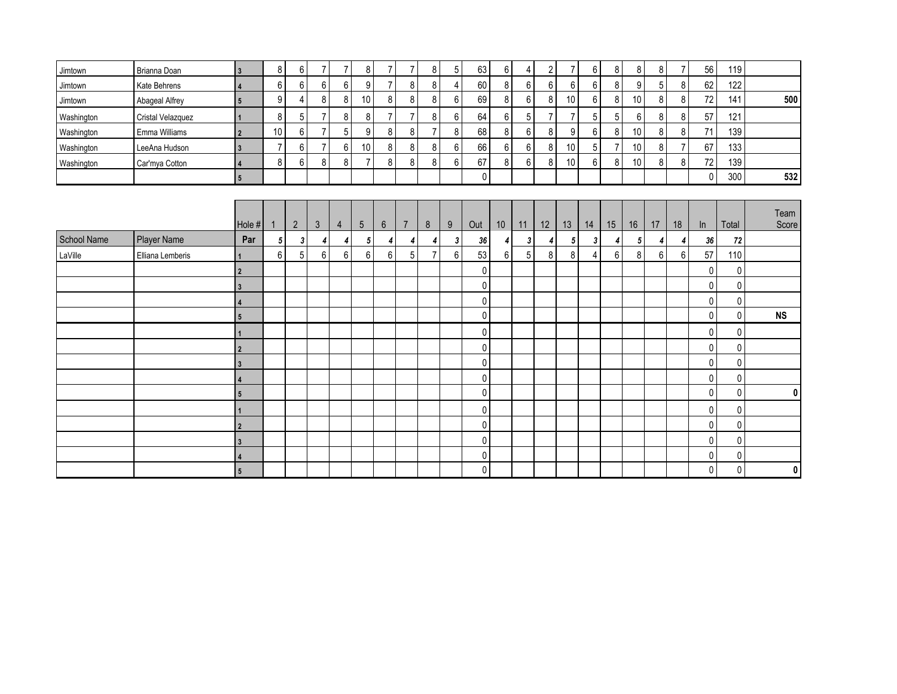| | | | | | | | | | | | | | | | | | | | | | | | | |
|---|---|---|---|---|---|---|---|---|---|---|---|---|---|---|---|---|---|---|---|---|---|---|---|---|
| Jimtown | Brianna Doan | 3 | 8 | 6 | 7 | 7 | 8 | 7 | 7 | 8 | 5 | 63 | 6 | 4 | 2 | 7 | 6 | 8 | 8 | 8 | 7 | 56 | 119 | |
| Jimtown | Kate Behrens | 4 | 6 | 6 | 6 | 6 | 9 | 7 | 8 | 8 | 4 | 60 | 8 | 6 | 6 | 6 | 6 | 8 | 9 | 5 | 8 | 62 | 122 | |
| Jimtown | Abageal Alfrey | 5 | 9 | 4 | 8 | 8 | 10 | 8 | 8 | 8 | 6 | 69 | 8 | 6 | 8 | 10 | 6 | 8 | 10 | 8 | 8 | 72 | 141 | 500 |
| Washington | Cristal Velazquez | 1 | 8 | 5 | 7 | 8 | 8 | 7 | 7 | 8 | 6 | 64 | 6 | 5 | 7 | 7 | 5 | 5 | 6 | 8 | 8 | 57 | 121 | |
| Washington | Emma Williams | 2 | 10 | 6 | 7 | 5 | 9 | 8 | 8 | 7 | 8 | 68 | 8 | 6 | 8 | 9 | 6 | 8 | 10 | 8 | 8 | 71 | 139 | |
| Washington | LeeAna Hudson | 3 | 7 | 6 | 7 | 6 | 10 | 8 | 8 | 8 | 6 | 66 | 6 | 6 | 8 | 10 | 5 | 7 | 10 | 8 | 7 | 67 | 133 | |
| Washington | Car'mya Cotton | 4 | 8 | 6 | 8 | 8 | 7 | 8 | 8 | 8 | 6 | 67 | 8 | 6 | 8 | 10 | 6 | 8 | 10 | 8 | 8 | 72 | 139 | |
| | | 5 | | | | | | | | | | 0 | | | | | | | | | | 0 | 300 | 532 |

| | | Hole # | 1 | 2 | 3 | 4 | 5 | 6 | 7 | 8 | 9 | Out | 10 | 11 | 12 | 13 | 14 | 15 | 16 | 17 | 18 | In | Total | Team Score |
|---|---|---|---|---|---|---|---|---|---|---|---|---|---|---|---|---|---|---|---|---|---|---|---|---|
| School Name | Player Name | Par | *5* | *3* | *4* | *4* | *5* | *4* | *4* | *4* | *3* | *36* | *4* | *3* | *4* | *5* | *3* | *4* | *5* | *4* | *4* | *36* | *72* | |
| LaVille | Elliana Lemberis | 1 | 6 | 5 | 6 | 6 | 6 | 6 | 5 | 7 | 6 | 53 | 6 | 5 | 8 | 8 | 4 | 6 | 8 | 6 | 6 | 57 | 110 | |
| | | 2 | | | | | | | | | | 0 | | | | | | | | | | 0 | 0 | |
| | | 3 | | | | | | | | | | 0 | | | | | | | | | | 0 | 0 | |
| | | 4 | | | | | | | | | | 0 | | | | | | | | | | 0 | 0 | |
| | | 5 | | | | | | | | | | 0 | | | | | | | | | | 0 | 0 | **NS** |
| | | 1 | | | | | | | | | | 0 | | | | | | | | | | 0 | 0 | |
| | | 2 | | | | | | | | | | 0 | | | | | | | | | | 0 | 0 | |
| | | 3 | | | | | | | | | | 0 | | | | | | | | | | 0 | 0 | |
| | | 4 | | | | | | | | | | 0 | | | | | | | | | | 0 | 0 | |
| | | 5 | | | | | | | | | | 0 | | | | | | | | | | 0 | 0 | 0 |
| | | 1 | | | | | | | | | | 0 | | | | | | | | | | 0 | 0 | |
| | | 2 | | | | | | | | | | 0 | | | | | | | | | | 0 | 0 | |
| | | 3 | | | | | | | | | | 0 | | | | | | | | | | 0 | 0 | |
| | | 4 | | | | | | | | | | 0 | | | | | | | | | | 0 | 0 | |
| | | 5 | | | | | | | | | | 0 | | | | | | | | | | 0 | 0 | 0 |